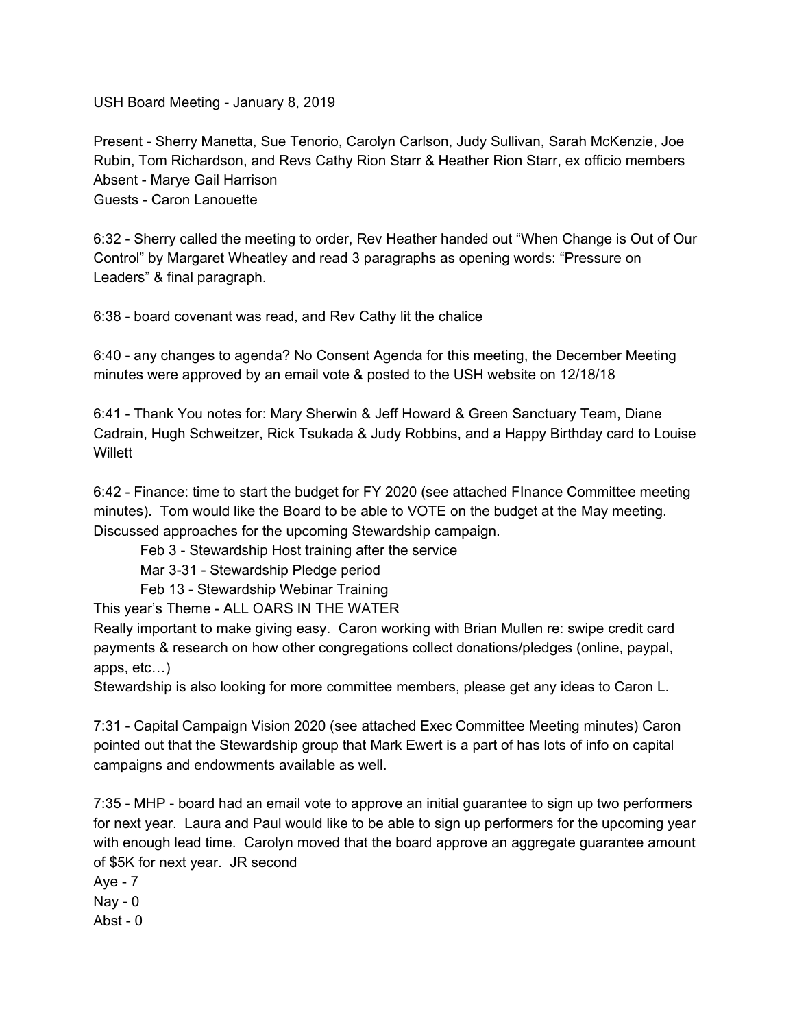USH Board Meeting - January 8, 2019

Present - Sherry Manetta, Sue Tenorio, Carolyn Carlson, Judy Sullivan, Sarah McKenzie, Joe Rubin, Tom Richardson, and Revs Cathy Rion Starr & Heather Rion Starr, ex officio members
Absent - Marye Gail Harrison
Guests - Caron Lanouette

6:32 - Sherry called the meeting to order, Rev Heather handed out "When Change is Out of Our Control" by Margaret Wheatley and read 3 paragraphs as opening words: "Pressure on Leaders" & final paragraph.

6:38 - board covenant was read, and Rev Cathy lit the chalice

6:40 - any changes to agenda? No Consent Agenda for this meeting, the December Meeting minutes were approved by an email vote & posted to the USH website on 12/18/18

6:41 - Thank You notes for: Mary Sherwin & Jeff Howard & Green Sanctuary Team, Diane Cadrain, Hugh Schweitzer, Rick Tsukada & Judy Robbins, and a Happy Birthday card to Louise Willett

6:42 - Finance: time to start the budget for FY 2020 (see attached FInance Committee meeting minutes). Tom would like the Board to be able to VOTE on the budget at the May meeting. Discussed approaches for the upcoming Stewardship campaign.

- Feb 3 - Stewardship Host training after the service
- Mar 3-31 - Stewardship Pledge period
- Feb 13 - Stewardship Webinar Training

This year's Theme - ALL OARS IN THE WATER
Really important to make giving easy. Caron working with Brian Mullen re: swipe credit card payments & research on how other congregations collect donations/pledges (online, paypal, apps, etc…)
Stewardship is also looking for more committee members, please get any ideas to Caron L.

7:31 - Capital Campaign Vision 2020 (see attached Exec Committee Meeting minutes) Caron pointed out that the Stewardship group that Mark Ewert is a part of has lots of info on capital campaigns and endowments available as well.

7:35 - MHP - board had an email vote to approve an initial guarantee to sign up two performers for next year. Laura and Paul would like to be able to sign up performers for the upcoming year with enough lead time. Carolyn moved that the board approve an aggregate guarantee amount of $5K for next year. JR second
Aye - 7
Nay - 0
Abst - 0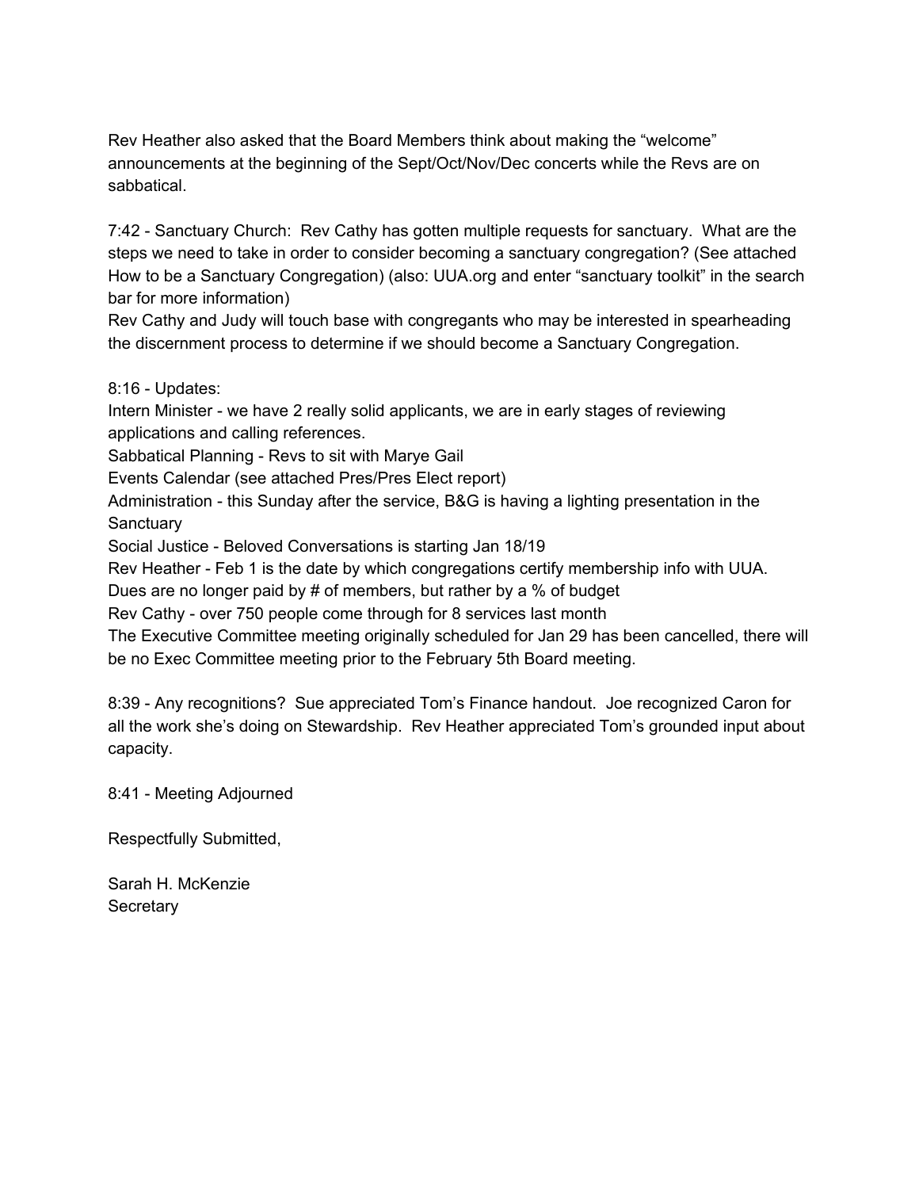Rev Heather also asked that the Board Members think about making the "welcome" announcements at the beginning of the Sept/Oct/Nov/Dec concerts while the Revs are on sabbatical.

7:42 - Sanctuary Church: Rev Cathy has gotten multiple requests for sanctuary. What are the steps we need to take in order to consider becoming a sanctuary congregation? (See attached How to be a Sanctuary Congregation) (also: UUA.org and enter "sanctuary toolkit" in the search bar for more information)
Rev Cathy and Judy will touch base with congregants who may be interested in spearheading the discernment process to determine if we should become a Sanctuary Congregation.

8:16 - Updates:
Intern Minister - we have 2 really solid applicants, we are in early stages of reviewing applications and calling references.
Sabbatical Planning - Revs to sit with Marye Gail
Events Calendar (see attached Pres/Pres Elect report)
Administration - this Sunday after the service, B&G is having a lighting presentation in the Sanctuary
Social Justice - Beloved Conversations is starting Jan 18/19
Rev Heather - Feb 1 is the date by which congregations certify membership info with UUA. Dues are no longer paid by # of members, but rather by a % of budget
Rev Cathy - over 750 people come through for 8 services last month
The Executive Committee meeting originally scheduled for Jan 29 has been cancelled, there will be no Exec Committee meeting prior to the February 5th Board meeting.

8:39 - Any recognitions? Sue appreciated Tom's Finance handout. Joe recognized Caron for all the work she's doing on Stewardship. Rev Heather appreciated Tom's grounded input about capacity.

8:41 - Meeting Adjourned

Respectfully Submitted,

Sarah H. McKenzie
Secretary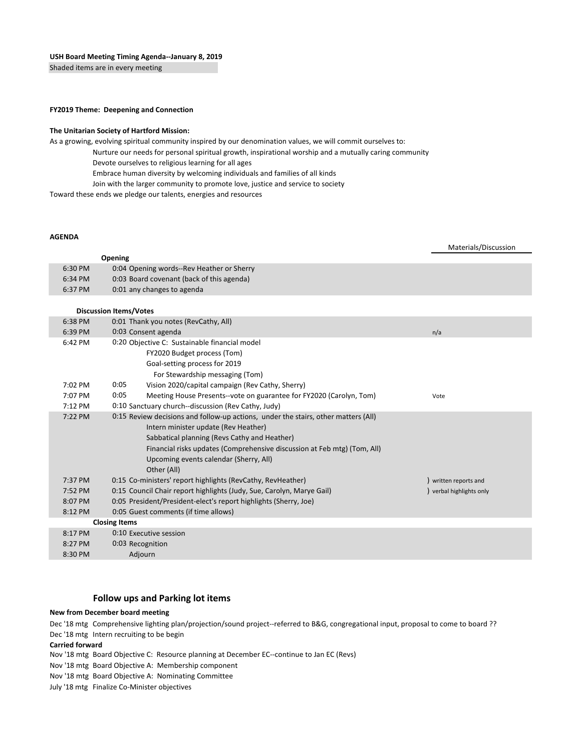**USH Board Meeting Timing Agenda--January 8, 2019**

Shaded items are in every meeting

**FY2019 Theme: Deepening and Connection**

**The Unitarian Society of Hartford Mission:**

As a growing, evolving spiritual community inspired by our denomination values, we will commit ourselves to:

- Nurture our needs for personal spiritual growth, inspirational worship and a mutually caring community
- Devote ourselves to religious learning for all ages
- Embrace human diversity by welcoming individuals and families of all kinds
- Join with the larger community to promote love, justice and service to society

Toward these ends we pledge our talents, energies and resources

**AGENDA**

| Time | Item | Materials/Discussion |
|---|---|---|
| | **Opening** | |
| 6:30 PM | 0:04 Opening words--Rev Heather or Sherry | |
| 6:34 PM | 0:03 Board covenant (back of this agenda) | |
| 6:37 PM | 0:01 any changes to agenda | |
| | **Discussion Items/Votes** | |
| 6:38 PM | 0:01 Thank you notes (RevCathy, All) | |
| 6:39 PM | 0:03 Consent agenda | n/a |
| 6:42 PM | 0:20 Objective C: Sustainable financial model | |
| | FY2020 Budget process (Tom) | |
| | Goal-setting process for 2019 | |
| | For Stewardship messaging (Tom) | |
| 7:02 PM | 0:05 Vision 2020/capital campaign (Rev Cathy, Sherry) | |
| 7:07 PM | 0:05 Meeting House Presents--vote on guarantee for FY2020 (Carolyn, Tom) | Vote |
| 7:12 PM | 0:10 Sanctuary church--discussion (Rev Cathy, Judy) | |
| 7:22 PM | 0:15 Review decisions and follow-up actions, under the stairs, other matters (All) | |
| | Intern minister update (Rev Heather) | |
| | Sabbatical planning (Revs Cathy and Heather) | |
| | Financial risks updates (Comprehensive discussion at Feb mtg) (Tom, All) | |
| | Upcoming events calendar (Sherry, All) | |
| | Other (All) | |
| 7:37 PM | 0:15 Co-ministers' report highlights (RevCathy, RevHeather) | ) written reports and |
| 7:52 PM | 0:15 Council Chair report highlights (Judy, Sue, Carolyn, Marye Gail) | ) verbal highlights only |
| 8:07 PM | 0:05 President/President-elect's report highlights (Sherry, Joe) | |
| 8:12 PM | 0:05 Guest comments (if time allows) | |
| | **Closing Items** | |
| 8:17 PM | 0:10 Executive session | |
| 8:27 PM | 0:03 Recognition | |
| 8:30 PM | Adjourn | |

## Follow ups and Parking lot items

**New from December board meeting**

Dec '18 mtg Comprehensive lighting plan/projection/sound project--referred to B&G, congregational input, proposal to come to board ??

Dec '18 mtg Intern recruiting to be begin

**Carried forward**

Nov '18 mtg Board Objective C: Resource planning at December EC--continue to Jan EC (Revs)

Nov '18 mtg Board Objective A: Membership component

Nov '18 mtg Board Objective A: Nominating Committee

July '18 mtg Finalize Co-Minister objectives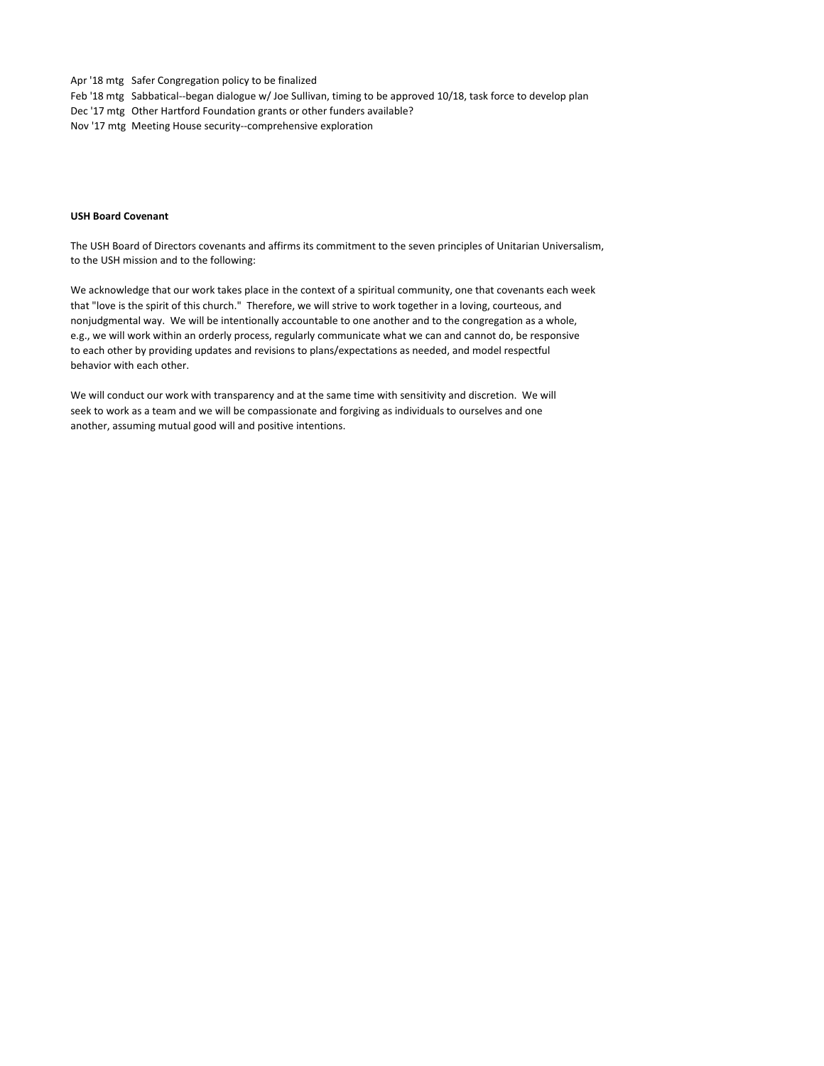Apr '18 mtg Safer Congregation policy to be finalized
Feb '18 mtg Sabbatical--began dialogue w/ Joe Sullivan, timing to be approved 10/18, task force to develop plan
Dec '17 mtg Other Hartford Foundation grants or other funders available?
Nov '17 mtg Meeting House security--comprehensive exploration

**USH Board Covenant**

The USH Board of Directors covenants and affirms its commitment to the seven principles of Unitarian Universalism, to the USH mission and to the following:

We acknowledge that our work takes place in the context of a spiritual community, one that covenants each week that "love is the spirit of this church." Therefore, we will strive to work together in a loving, courteous, and nonjudgmental way. We will be intentionally accountable to one another and to the congregation as a whole, e.g., we will work within an orderly process, regularly communicate what we can and cannot do, be responsive to each other by providing updates and revisions to plans/expectations as needed, and model respectful behavior with each other.

We will conduct our work with transparency and at the same time with sensitivity and discretion. We will seek to work as a team and we will be compassionate and forgiving as individuals to ourselves and one another, assuming mutual good will and positive intentions.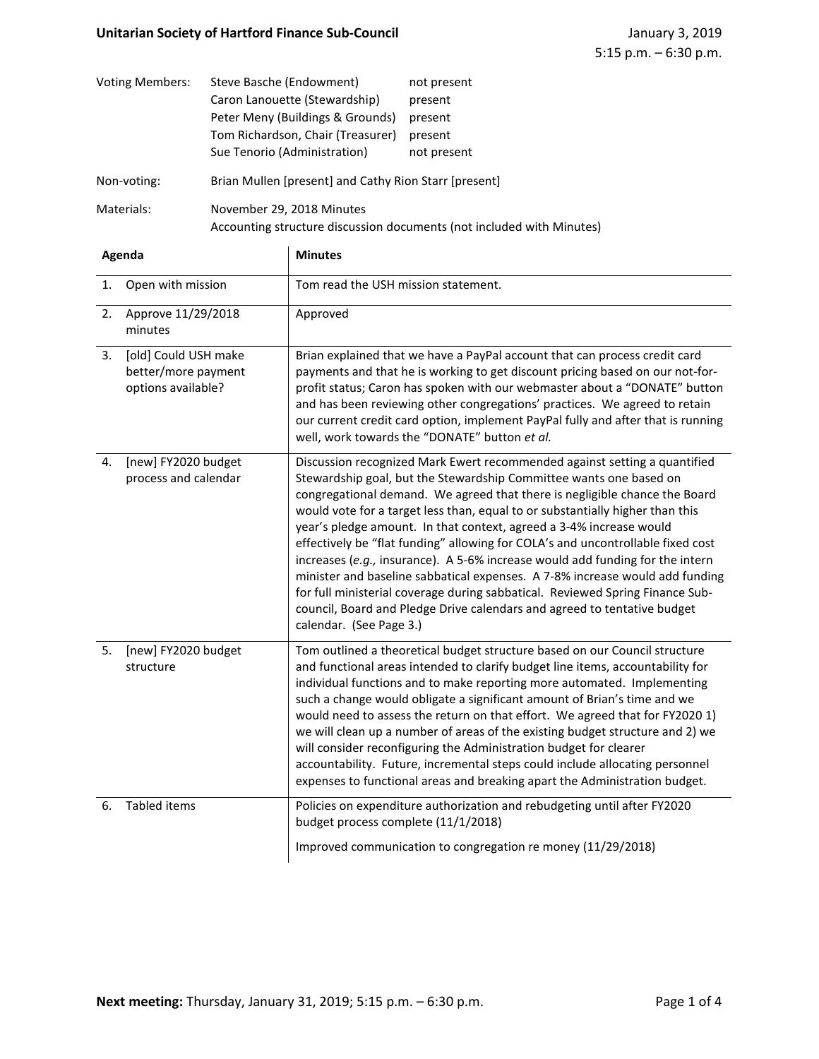**Unitarian Society of Hartford Finance Sub-Council**

January 3, 2019
5:15 p.m. – 6:30 p.m.

| Voting Members: | | |
|---|---|---|
| | Steve Basche (Endowment) | not present |
| | Caron Lanouette (Stewardship) | present |
| | Peter Meny (Buildings & Grounds) | present |
| | Tom Richardson, Chair (Treasurer) | present |
| | Sue Tenorio (Administration) | not present |

Non-voting: Brian Mullen [present] and Cathy Rion Starr [present]

Materials: November 29, 2018 Minutes
Accounting structure discussion documents (not included with Minutes)

| Agenda | Minutes |
|---|---|
| 1. Open with mission | Tom read the USH mission statement. |
| 2. Approve 11/29/2018 minutes | Approved |
| 3. [old] Could USH make better/more payment options available? | Brian explained that we have a PayPal account that can process credit card payments and that he is working to get discount pricing based on our not-for-profit status; Caron has spoken with our webmaster about a "DONATE" button and has been reviewing other congregations' practices. We agreed to retain our current credit card option, implement PayPal fully and after that is running well, work towards the "DONATE" button *et al.* |
| 4. [new] FY2020 budget process and calendar | Discussion recognized Mark Ewert recommended against setting a quantified Stewardship goal, but the Stewardship Committee wants one based on congregational demand. We agreed that there is negligible chance the Board would vote for a target less than, equal to or substantially higher than this year's pledge amount. In that context, agreed a 3-4% increase would effectively be "flat funding" allowing for COLA's and uncontrollable fixed cost increases (*e.g.,* insurance). A 5-6% increase would add funding for the intern minister and baseline sabbatical expenses. A 7-8% increase would add funding for full ministerial coverage during sabbatical. Reviewed Spring Finance Sub-council, Board and Pledge Drive calendars and agreed to tentative budget calendar. (See Page 3.) |
| 5. [new] FY2020 budget structure | Tom outlined a theoretical budget structure based on our Council structure and functional areas intended to clarify budget line items, accountability for individual functions and to make reporting more automated. Implementing such a change would obligate a significant amount of Brian's time and we would need to assess the return on that effort. We agreed that for FY2020 1) we will clean up a number of areas of the existing budget structure and 2) we will consider reconfiguring the Administration budget for clearer accountability. Future, incremental steps could include allocating personnel expenses to functional areas and breaking apart the Administration budget. |
| 6. Tabled items | Policies on expenditure authorization and rebudgeting until after FY2020 budget process complete (11/1/2018)<br><br>Improved communication to congregation re money (11/29/2018) |

**Next meeting:** Thursday, January 31, 2019; 5:15 p.m. – 6:30 p.m.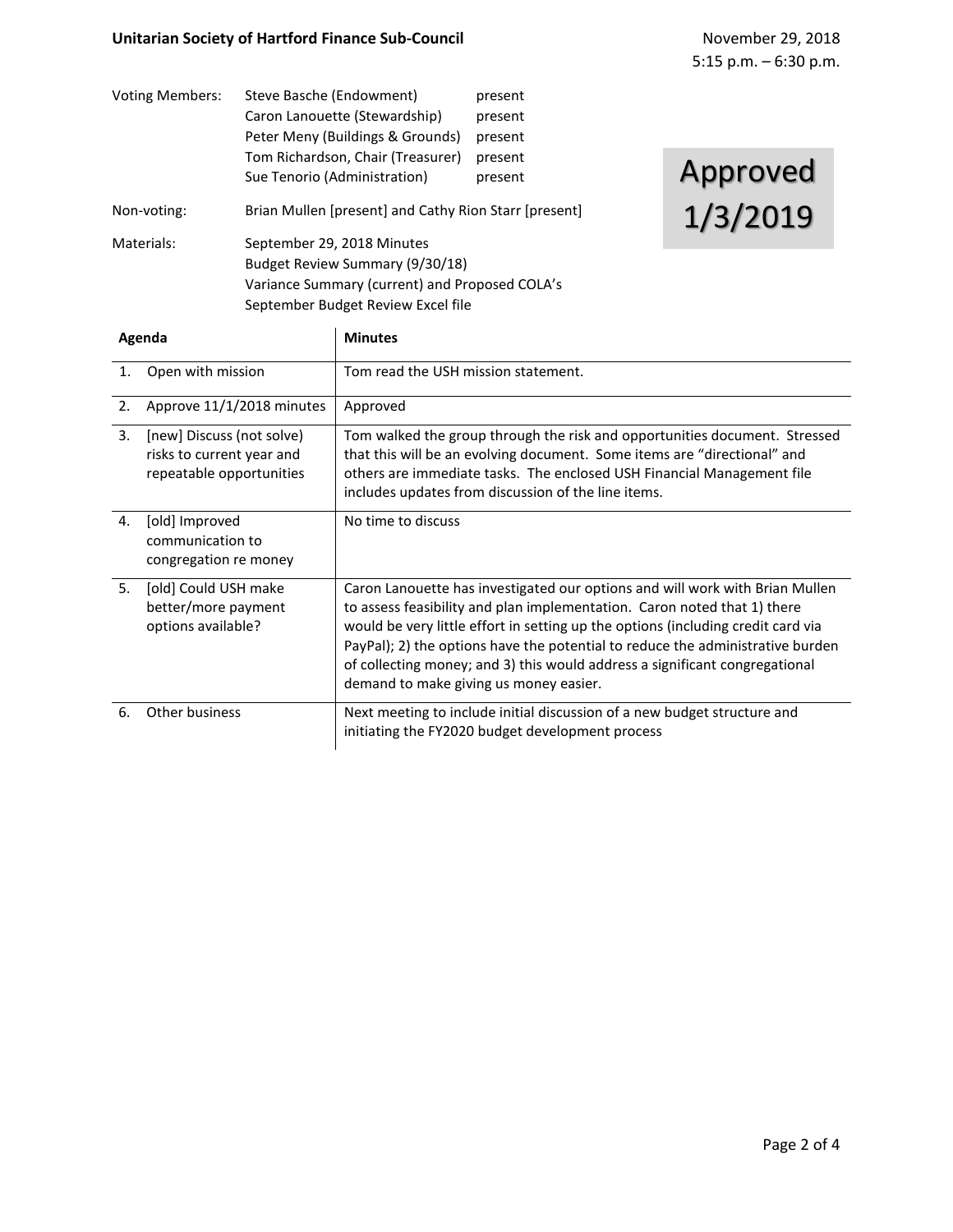**Unitarian Society of Hartford Finance Sub-Council**

November 29, 2018
5:15 p.m. – 6:30 p.m.

| | | |
|---|---|---|
| Voting Members: | Steve Basche (Endowment) | present |
| | Caron Lanouette (Stewardship) | present |
| | Peter Meny (Buildings & Grounds) | present |
| | Tom Richardson, Chair (Treasurer) | present |
| | Sue Tenorio (Administration) | present |

**Approved 1/3/2019**

Non-voting: Brian Mullen [present] and Cathy Rion Starr [present]

Materials:
September 29, 2018 Minutes
Budget Review Summary (9/30/18)
Variance Summary (current) and Proposed COLA's
September Budget Review Excel file

| Agenda | Minutes |
|---|---|
| 1. Open with mission | Tom read the USH mission statement. |
| 2. Approve 11/1/2018 minutes | Approved |
| 3. [new] Discuss (not solve) risks to current year and repeatable opportunities | Tom walked the group through the risk and opportunities document. Stressed that this will be an evolving document. Some items are "directional" and others are immediate tasks. The enclosed USH Financial Management file includes updates from discussion of the line items. |
| 4. [old] Improved communication to congregation re money | No time to discuss |
| 5. [old] Could USH make better/more payment options available? | Caron Lanouette has investigated our options and will work with Brian Mullen to assess feasibility and plan implementation. Caron noted that 1) there would be very little effort in setting up the options (including credit card via PayPal); 2) the options have the potential to reduce the administrative burden of collecting money; and 3) this would address a significant congregational demand to make giving us money easier. |
| 6. Other business | Next meeting to include initial discussion of a new budget structure and initiating the FY2020 budget development process |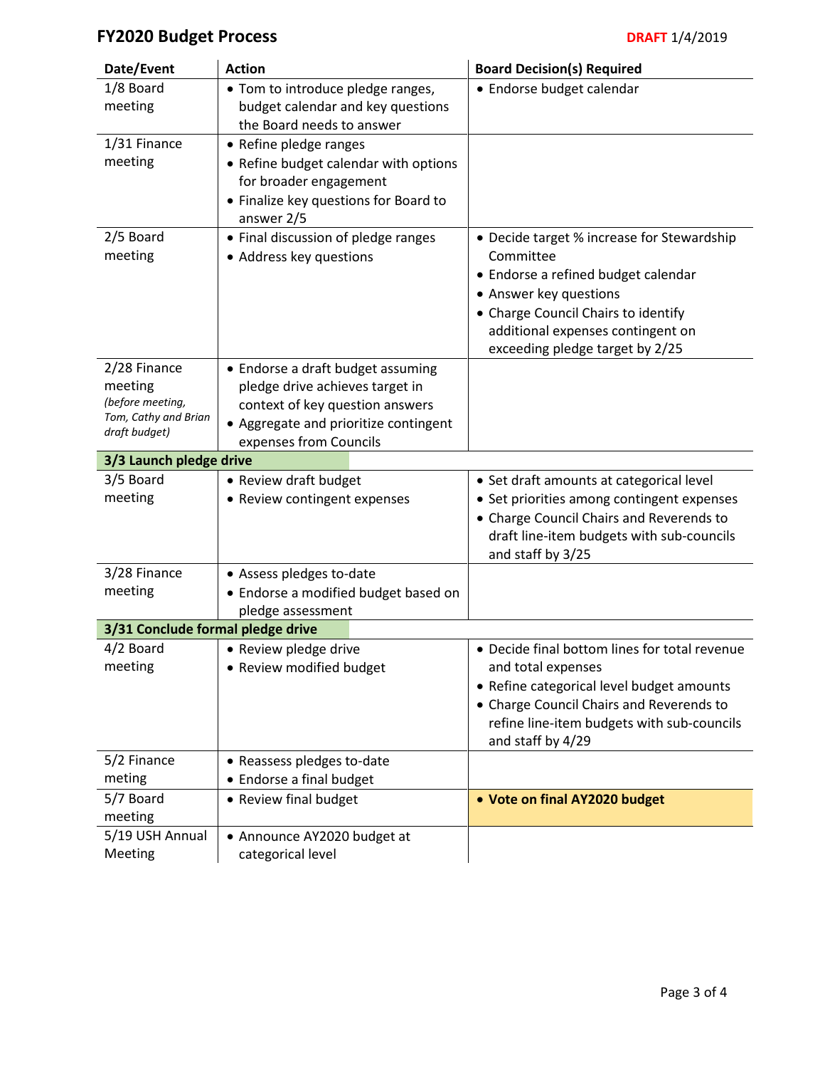# FY2020 Budget Process

**DRAFT** 1/4/2019

| Date/Event | Action | Board Decision(s) Required |
|---|---|---|
| 1/8 Board meeting | • Tom to introduce pledge ranges, budget calendar and key questions the Board needs to answer | • Endorse budget calendar |
| 1/31 Finance meeting | • Refine pledge ranges<br>• Refine budget calendar with options for broader engagement<br>• Finalize key questions for Board to answer 2/5 | |
| 2/5 Board meeting | • Final discussion of pledge ranges<br>• Address key questions | • Decide target % increase for Stewardship Committee<br>• Endorse a refined budget calendar<br>• Answer key questions<br>• Charge Council Chairs to identify additional expenses contingent on exceeding pledge target by 2/25 |
| 2/28 Finance meeting *(before meeting, Tom, Cathy and Brian draft budget)* | • Endorse a draft budget assuming pledge drive achieves target in context of key question answers<br>• Aggregate and prioritize contingent expenses from Councils | |
| **3/3 Launch pledge drive** | | |
| 3/5 Board meeting | • Review draft budget<br>• Review contingent expenses | • Set draft amounts at categorical level<br>• Set priorities among contingent expenses<br>• Charge Council Chairs and Reverends to draft line-item budgets with sub-councils and staff by 3/25 |
| 3/28 Finance meeting | • Assess pledges to-date<br>• Endorse a modified budget based on pledge assessment | |
| **3/31 Conclude formal pledge drive** | | |
| 4/2 Board meeting | • Review pledge drive<br>• Review modified budget | • Decide final bottom lines for total revenue and total expenses<br>• Refine categorical level budget amounts<br>• Charge Council Chairs and Reverends to refine line-item budgets with sub-councils and staff by 4/29 |
| 5/2 Finance meting | • Reassess pledges to-date<br>• Endorse a final budget | |
| 5/7 Board meeting | • Review final budget | • **Vote on final AY2020 budget** |
| 5/19 USH Annual Meeting | • Announce AY2020 budget at categorical level | |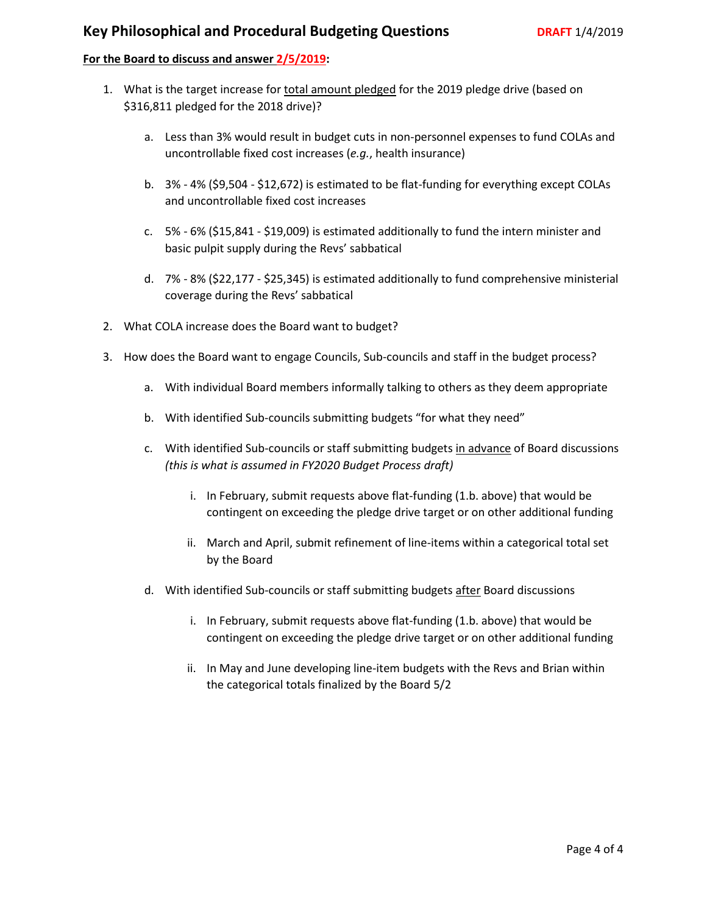# Key Philosophical and Procedural Budgeting Questions

**DRAFT** 1/4/2019

**For the Board to discuss and answer 2/5/2019:**

1. What is the target increase for total amount pledged for the 2019 pledge drive (based on $316,811 pledged for the 2018 drive)?

    a. Less than 3% would result in budget cuts in non-personnel expenses to fund COLAs and uncontrollable fixed cost increases (*e.g.*, health insurance)

    b. 3% - 4% ($9,504 - $12,672) is estimated to be flat-funding for everything except COLAs and uncontrollable fixed cost increases

    c. 5% - 6% ($15,841 - $19,009) is estimated additionally to fund the intern minister and basic pulpit supply during the Revs' sabbatical

    d. 7% - 8% ($22,177 - $25,345) is estimated additionally to fund comprehensive ministerial coverage during the Revs' sabbatical

2. What COLA increase does the Board want to budget?

3. How does the Board want to engage Councils, Sub-councils and staff in the budget process?

    a. With individual Board members informally talking to others as they deem appropriate

    b. With identified Sub-councils submitting budgets "for what they need"

    c. With identified Sub-councils or staff submitting budgets in advance of Board discussions *(this is what is assumed in FY2020 Budget Process draft)*

        i. In February, submit requests above flat-funding (1.b. above) that would be contingent on exceeding the pledge drive target or on other additional funding

        ii. March and April, submit refinement of line-items within a categorical total set by the Board

    d. With identified Sub-councils or staff submitting budgets after Board discussions

        i. In February, submit requests above flat-funding (1.b. above) that would be contingent on exceeding the pledge drive target or on other additional funding

        ii. In May and June developing line-item budgets with the Revs and Brian within the categorical totals finalized by the Board 5/2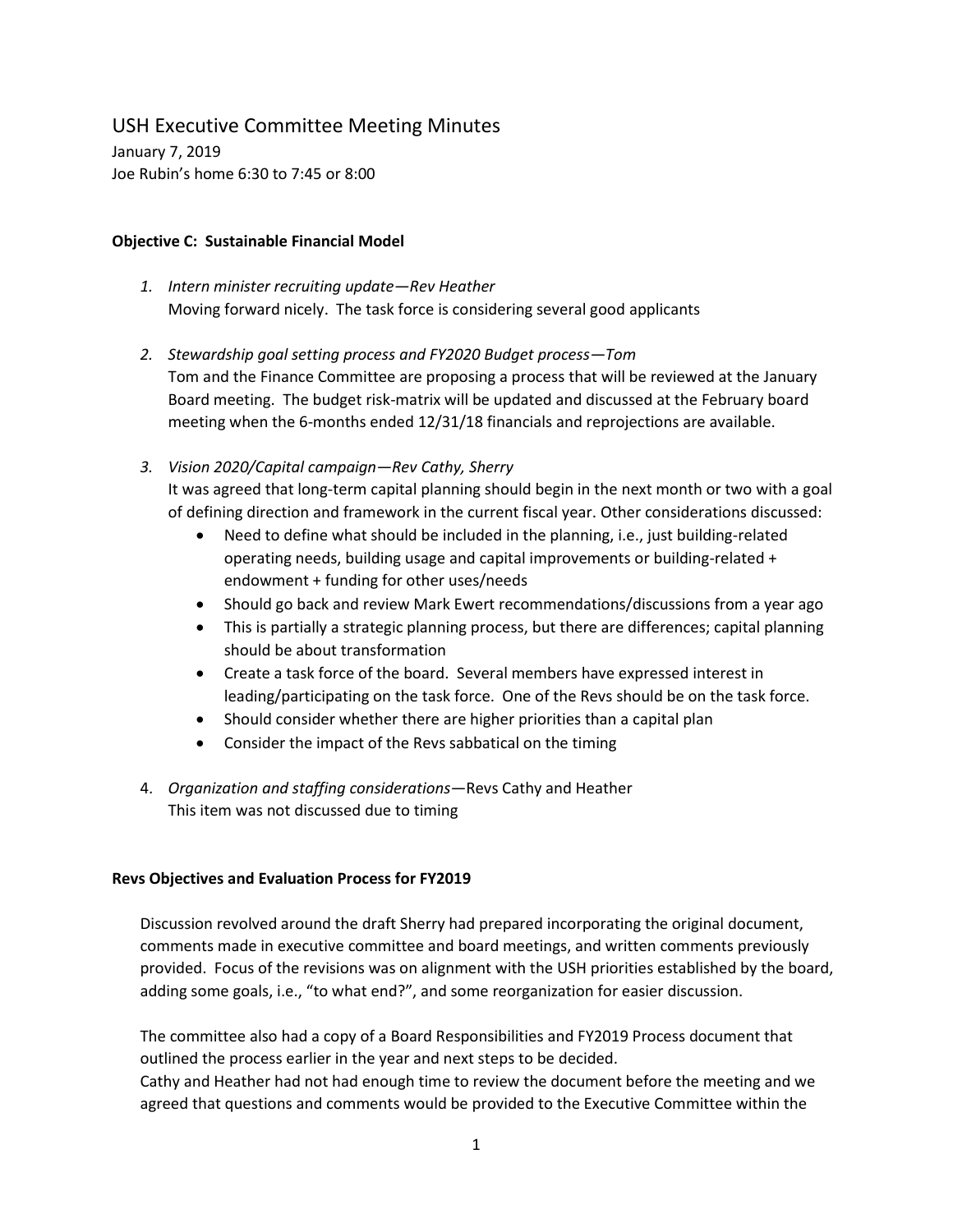# USH Executive Committee Meeting Minutes

January 7, 2019
Joe Rubin's home 6:30 to 7:45 or 8:00

**Objective C: Sustainable Financial Model**

1. *Intern minister recruiting update—Rev Heather*
   Moving forward nicely. The task force is considering several good applicants

2. *Stewardship goal setting process and FY2020 Budget process—Tom*
   Tom and the Finance Committee are proposing a process that will be reviewed at the January Board meeting. The budget risk-matrix will be updated and discussed at the February board meeting when the 6-months ended 12/31/18 financials and reprojections are available.

3. *Vision 2020/Capital campaign—Rev Cathy, Sherry*
   It was agreed that long-term capital planning should begin in the next month or two with a goal of defining direction and framework in the current fiscal year. Other considerations discussed:
   - Need to define what should be included in the planning, i.e., just building-related operating needs, building usage and capital improvements or building-related + endowment + funding for other uses/needs
   - Should go back and review Mark Ewert recommendations/discussions from a year ago
   - This is partially a strategic planning process, but there are differences; capital planning should be about transformation
   - Create a task force of the board. Several members have expressed interest in leading/participating on the task force. One of the Revs should be on the task force.
   - Should consider whether there are higher priorities than a capital plan
   - Consider the impact of the Revs sabbatical on the timing

4. *Organization and staffing considerations*—Revs Cathy and Heather
   This item was not discussed due to timing

**Revs Objectives and Evaluation Process for FY2019**

Discussion revolved around the draft Sherry had prepared incorporating the original document, comments made in executive committee and board meetings, and written comments previously provided. Focus of the revisions was on alignment with the USH priorities established by the board, adding some goals, i.e., "to what end?", and some reorganization for easier discussion.

The committee also had a copy of a Board Responsibilities and FY2019 Process document that outlined the process earlier in the year and next steps to be decided.
Cathy and Heather had not had enough time to review the document before the meeting and we agreed that questions and comments would be provided to the Executive Committee within the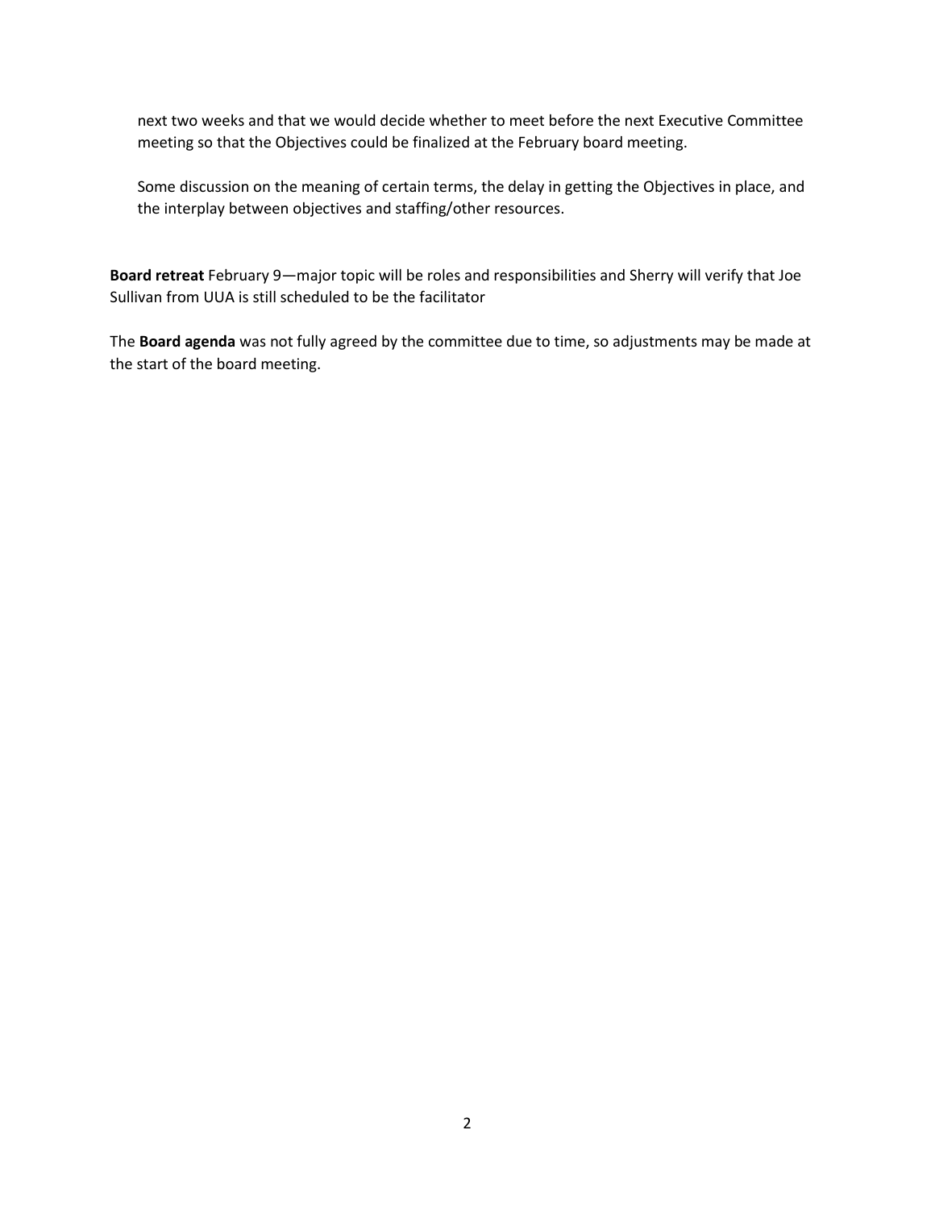next two weeks and that we would decide whether to meet before the next Executive Committee meeting so that the Objectives could be finalized at the February board meeting.

Some discussion on the meaning of certain terms, the delay in getting the Objectives in place, and the interplay between objectives and staffing/other resources.

**Board retreat** February 9—major topic will be roles and responsibilities and Sherry will verify that Joe Sullivan from UUA is still scheduled to be the facilitator

The **Board agenda** was not fully agreed by the committee due to time, so adjustments may be made at the start of the board meeting.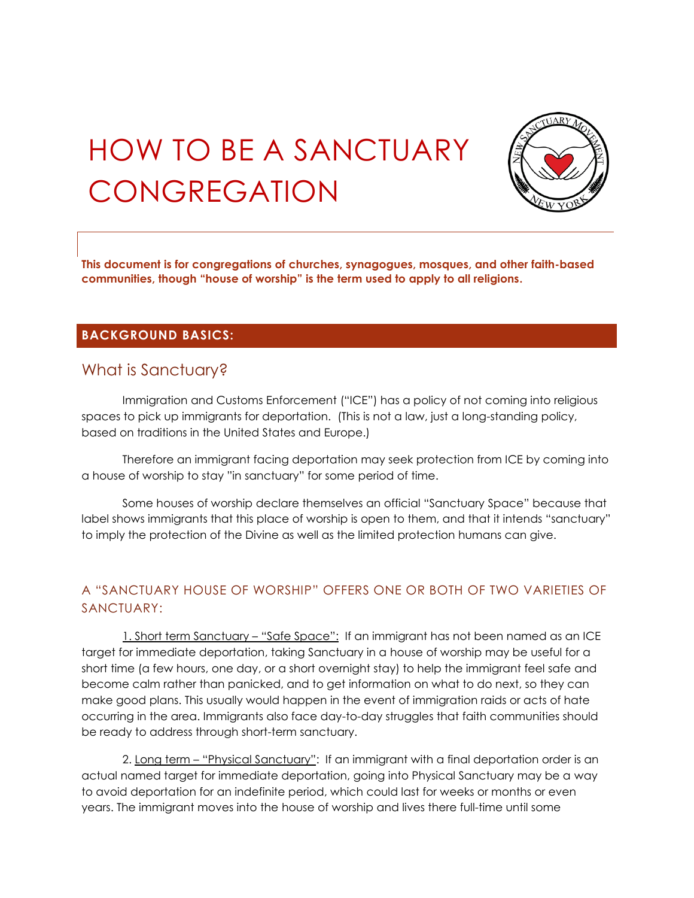# HOW TO BE A SANCTUARY CONGREGATION

**This document is for congregations of churches, synagogues, mosques, and other faith-based communities, though "house of worship" is the term used to apply to all religions.**

## BACKGROUND BASICS:

### What is Sanctuary?

Immigration and Customs Enforcement ("ICE") has a policy of not coming into religious spaces to pick up immigrants for deportation. (This is not a law, just a long-standing policy, based on traditions in the United States and Europe.)

Therefore an immigrant facing deportation may seek protection from ICE by coming into a house of worship to stay "in sanctuary" for some period of time.

Some houses of worship declare themselves an official "Sanctuary Space" because that label shows immigrants that this place of worship is open to them, and that it intends "sanctuary" to imply the protection of the Divine as well as the limited protection humans can give.

### A "SANCTUARY HOUSE OF WORSHIP" OFFERS ONE OR BOTH OF TWO VARIETIES OF SANCTUARY:

1. Short term Sanctuary – "Safe Space": If an immigrant has not been named as an ICE target for immediate deportation, taking Sanctuary in a house of worship may be useful for a short time (a few hours, one day, or a short overnight stay) to help the immigrant feel safe and become calm rather than panicked, and to get information on what to do next, so they can make good plans. This usually would happen in the event of immigration raids or acts of hate occurring in the area. Immigrants also face day-to-day struggles that faith communities should be ready to address through short-term sanctuary.

2. Long term – "Physical Sanctuary": If an immigrant with a final deportation order is an actual named target for immediate deportation, going into Physical Sanctuary may be a way to avoid deportation for an indefinite period, which could last for weeks or months or even years. The immigrant moves into the house of worship and lives there full-time until some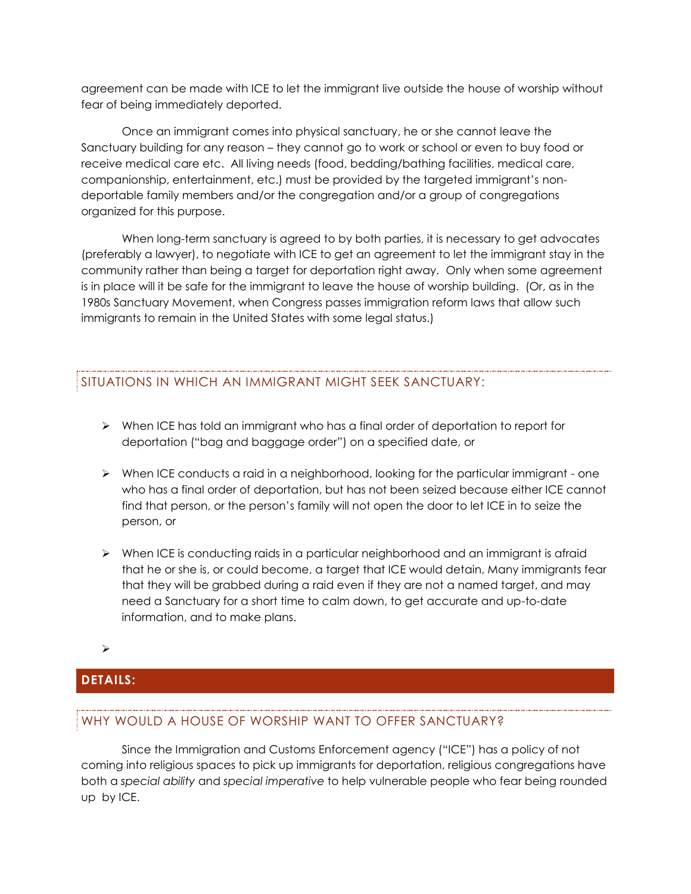agreement can be made with ICE to let the immigrant live outside the house of worship without fear of being immediately deported.

Once an immigrant comes into physical sanctuary, he or she cannot leave the Sanctuary building for any reason – they cannot go to work or school or even to buy food or receive medical care etc. All living needs (food, bedding/bathing facilities, medical care, companionship, entertainment, etc.) must be provided by the targeted immigrant's non-deportable family members and/or the congregation and/or a group of congregations organized for this purpose.

When long-term sanctuary is agreed to by both parties, it is necessary to get advocates (preferably a lawyer), to negotiate with ICE to get an agreement to let the immigrant stay in the community rather than being a target for deportation right away. Only when some agreement is in place will it be safe for the immigrant to leave the house of worship building. (Or, as in the 1980s Sanctuary Movement, when Congress passes immigration reform laws that allow such immigrants to remain in the United States with some legal status.)

### SITUATIONS IN WHICH AN IMMIGRANT MIGHT SEEK SANCTUARY:

- When ICE has told an immigrant who has a final order of deportation to report for deportation ("bag and baggage order") on a specified date, or
- When ICE conducts a raid in a neighborhood, looking for the particular immigrant - one who has a final order of deportation, but has not been seized because either ICE cannot find that person, or the person's family will not open the door to let ICE in to seize the person, or
- When ICE is conducting raids in a particular neighborhood and an immigrant is afraid that he or she is, or could become, a target that ICE would detain, Many immigrants fear that they will be grabbed during a raid even if they are not a named target, and may need a Sanctuary for a short time to calm down, to get accurate and up-to-date information, and to make plans.

## DETAILS:

### WHY WOULD A HOUSE OF WORSHIP WANT TO OFFER SANCTUARY?

Since the Immigration and Customs Enforcement agency ("ICE") has a policy of not coming into religious spaces to pick up immigrants for deportation, religious congregations have both a *special ability* and *special imperative* to help vulnerable people who fear being rounded up by ICE.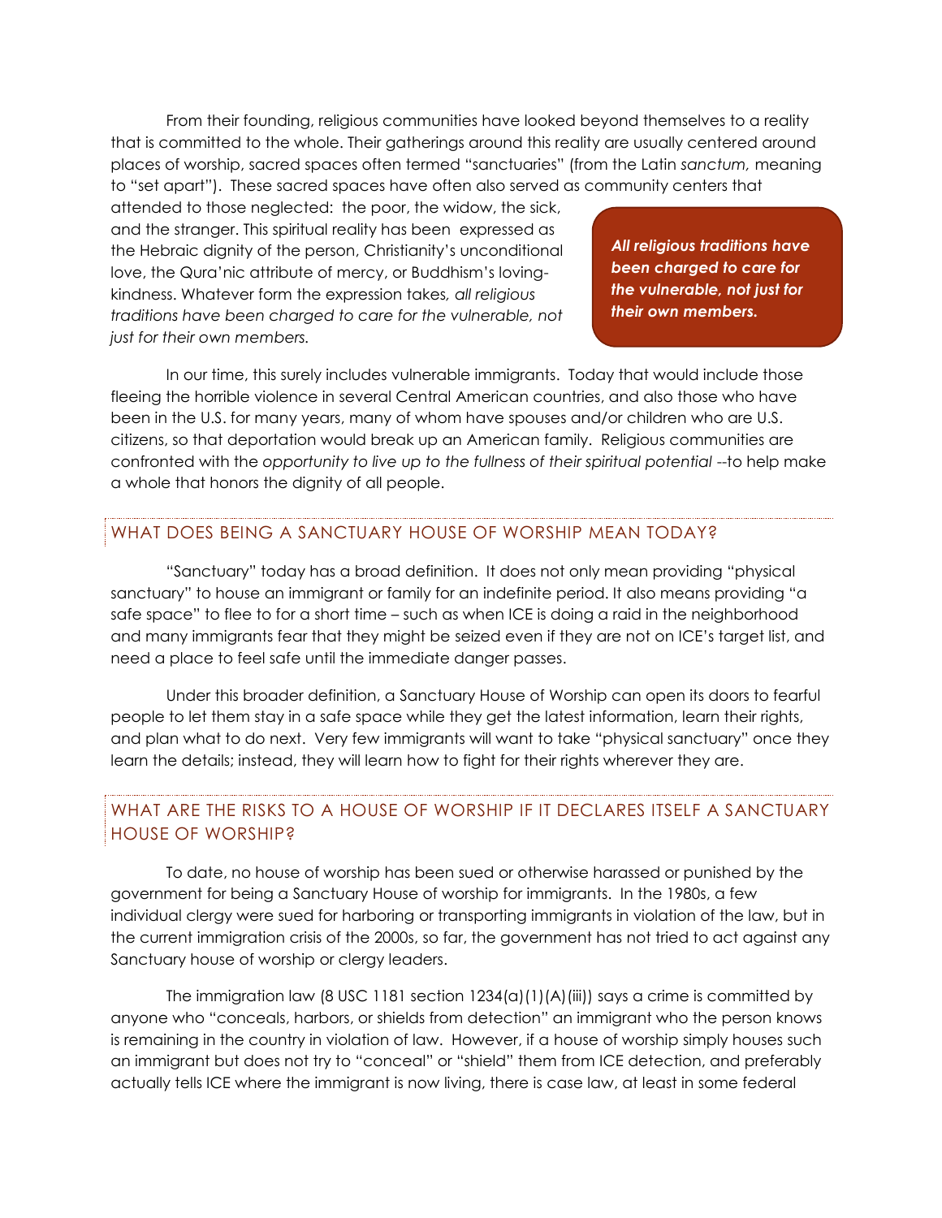From their founding, religious communities have looked beyond themselves to a reality that is committed to the whole. Their gatherings around this reality are usually centered around places of worship, sacred spaces often termed "sanctuaries" (from the Latin *sanctum*, meaning to "set apart"). These sacred spaces have often also served as community centers that attended to those neglected: the poor, the widow, the sick, and the stranger. This spiritual reality has been expressed as the Hebraic dignity of the person, Christianity's unconditional love, the Qura'nic attribute of mercy, or Buddhism's loving-kindness. Whatever form the expression takes, *all religious traditions have been charged to care for the vulnerable, not just for their own members.*

> ***All religious traditions have been charged to care for the vulnerable, not just for their own members.***

In our time, this surely includes vulnerable immigrants. Today that would include those fleeing the horrible violence in several Central American countries, and also those who have been in the U.S. for many years, many of whom have spouses and/or children who are U.S. citizens, so that deportation would break up an American family. Religious communities are confronted with the *opportunity to live up to the fullness of their spiritual potential* --to help make a whole that honors the dignity of all people.

## WHAT DOES BEING A SANCTUARY HOUSE OF WORSHIP MEAN TODAY?

"Sanctuary" today has a broad definition. It does not only mean providing "physical sanctuary" to house an immigrant or family for an indefinite period. It also means providing "a safe space" to flee to for a short time – such as when ICE is doing a raid in the neighborhood and many immigrants fear that they might be seized even if they are not on ICE's target list, and need a place to feel safe until the immediate danger passes.

Under this broader definition, a Sanctuary House of Worship can open its doors to fearful people to let them stay in a safe space while they get the latest information, learn their rights, and plan what to do next. Very few immigrants will want to take "physical sanctuary" once they learn the details; instead, they will learn how to fight for their rights wherever they are.

## WHAT ARE THE RISKS TO A HOUSE OF WORSHIP IF IT DECLARES ITSELF A SANCTUARY HOUSE OF WORSHIP?

To date, no house of worship has been sued or otherwise harassed or punished by the government for being a Sanctuary House of worship for immigrants. In the 1980s, a few individual clergy were sued for harboring or transporting immigrants in violation of the law, but in the current immigration crisis of the 2000s, so far, the government has not tried to act against any Sanctuary house of worship or clergy leaders.

The immigration law (8 USC 1181 section 1234(a)(1)(A)(iii)) says a crime is committed by anyone who "conceals, harbors, or shields from detection" an immigrant who the person knows is remaining in the country in violation of law. However, if a house of worship simply houses such an immigrant but does not try to "conceal" or "shield" them from ICE detection, and preferably actually tells ICE where the immigrant is now living, there is case law, at least in some federal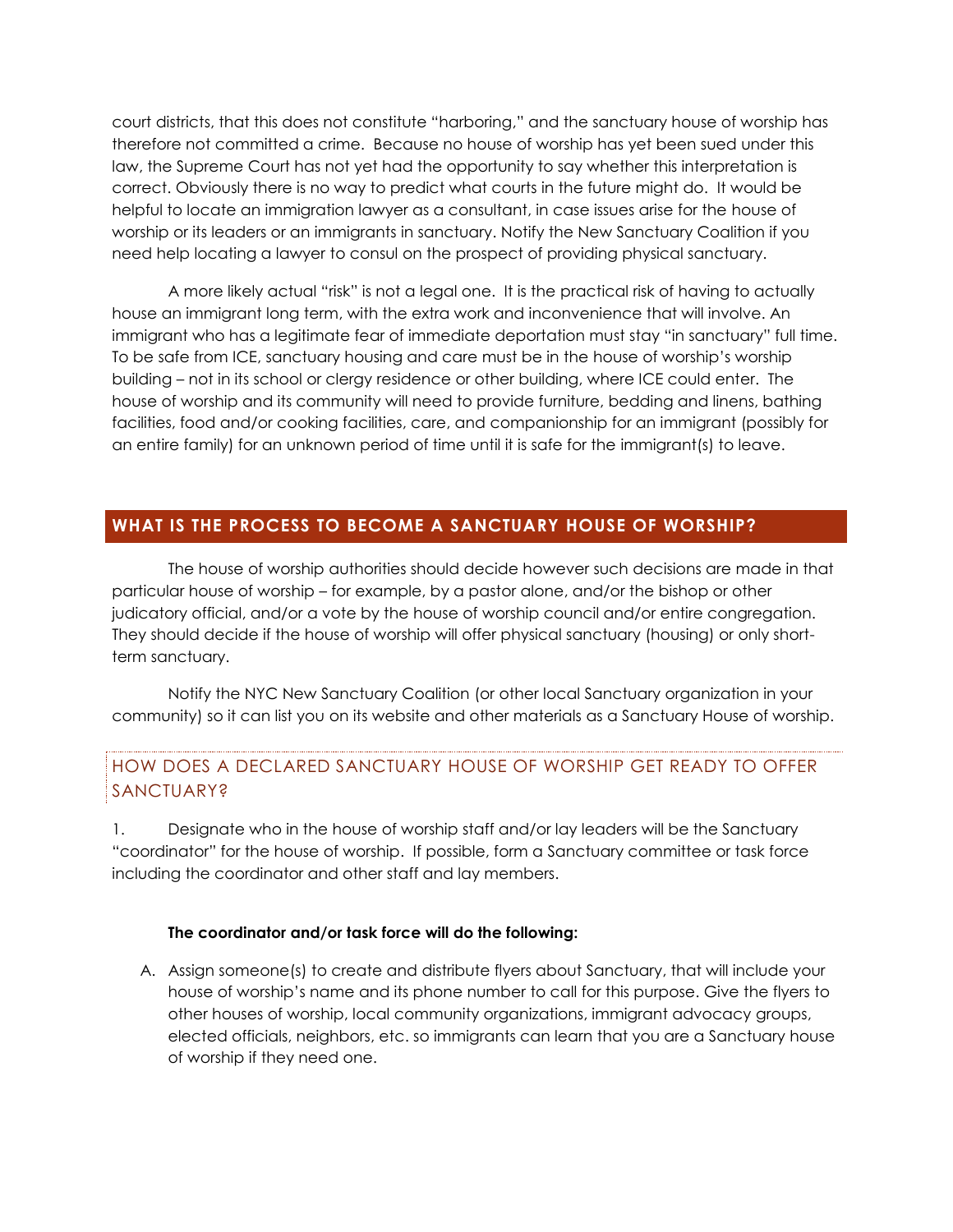court districts, that this does not constitute "harboring," and the sanctuary house of worship has therefore not committed a crime. Because no house of worship has yet been sued under this law, the Supreme Court has not yet had the opportunity to say whether this interpretation is correct. Obviously there is no way to predict what courts in the future might do. It would be helpful to locate an immigration lawyer as a consultant, in case issues arise for the house of worship or its leaders or an immigrants in sanctuary. Notify the New Sanctuary Coalition if you need help locating a lawyer to consul on the prospect of providing physical sanctuary.

A more likely actual "risk" is not a legal one. It is the practical risk of having to actually house an immigrant long term, with the extra work and inconvenience that will involve. An immigrant who has a legitimate fear of immediate deportation must stay "in sanctuary" full time. To be safe from ICE, sanctuary housing and care must be in the house of worship's worship building – not in its school or clergy residence or other building, where ICE could enter. The house of worship and its community will need to provide furniture, bedding and linens, bathing facilities, food and/or cooking facilities, care, and companionship for an immigrant (possibly for an entire family) for an unknown period of time until it is safe for the immigrant(s) to leave.

## WHAT IS THE PROCESS TO BECOME A SANCTUARY HOUSE OF WORSHIP?

The house of worship authorities should decide however such decisions are made in that particular house of worship – for example, by a pastor alone, and/or the bishop or other judicatory official, and/or a vote by the house of worship council and/or entire congregation. They should decide if the house of worship will offer physical sanctuary (housing) or only short-term sanctuary.

Notify the NYC New Sanctuary Coalition (or other local Sanctuary organization in your community) so it can list you on its website and other materials as a Sanctuary House of worship.

### HOW DOES A DECLARED SANCTUARY HOUSE OF WORSHIP GET READY TO OFFER SANCTUARY?

1. Designate who in the house of worship staff and/or lay leaders will be the Sanctuary "coordinator" for the house of worship. If possible, form a Sanctuary committee or task force including the coordinator and other staff and lay members.

**The coordinator and/or task force will do the following:**

A. Assign someone(s) to create and distribute flyers about Sanctuary, that will include your house of worship's name and its phone number to call for this purpose. Give the flyers to other houses of worship, local community organizations, immigrant advocacy groups, elected officials, neighbors, etc. so immigrants can learn that you are a Sanctuary house of worship if they need one.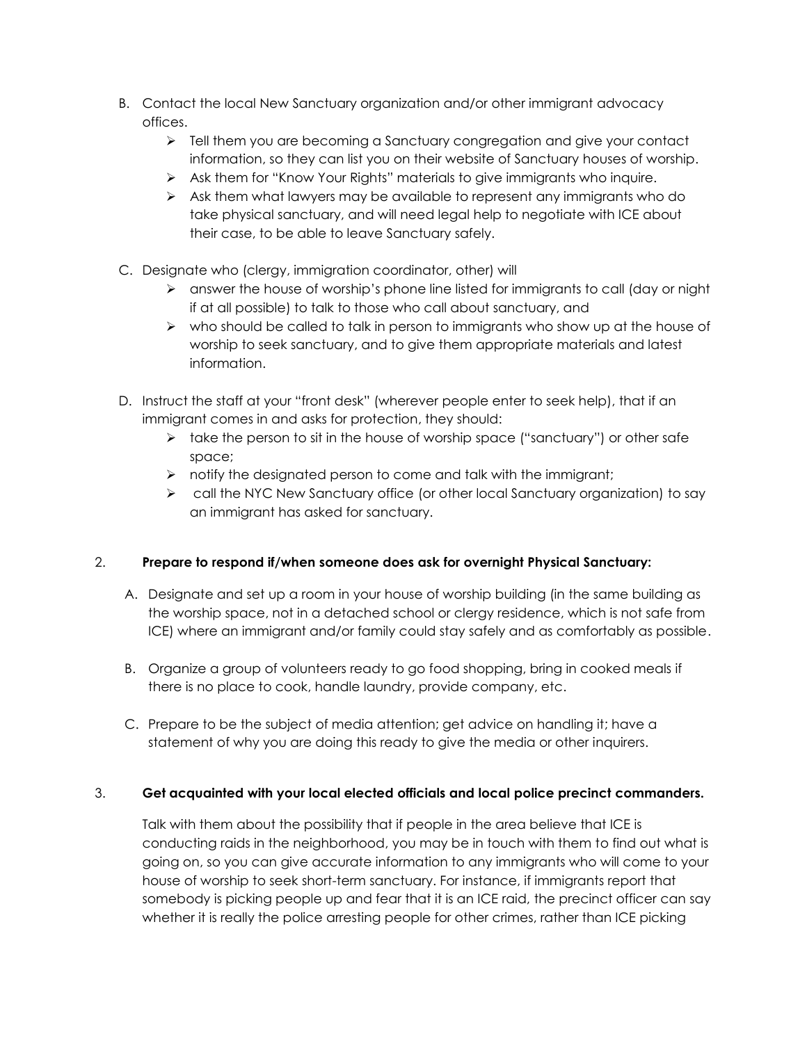B. Contact the local New Sanctuary organization and/or other immigrant advocacy offices.
   - Tell them you are becoming a Sanctuary congregation and give your contact information, so they can list you on their website of Sanctuary houses of worship.
   - Ask them for "Know Your Rights" materials to give immigrants who inquire.
   - Ask them what lawyers may be available to represent any immigrants who do take physical sanctuary, and will need legal help to negotiate with ICE about their case, to be able to leave Sanctuary safely.

C. Designate who (clergy, immigration coordinator, other) will
   - answer the house of worship's phone line listed for immigrants to call (day or night if at all possible) to talk to those who call about sanctuary, and
   - who should be called to talk in person to immigrants who show up at the house of worship to seek sanctuary, and to give them appropriate materials and latest information.

D. Instruct the staff at your "front desk" (wherever people enter to seek help), that if an immigrant comes in and asks for protection, they should:
   - take the person to sit in the house of worship space ("sanctuary") or other safe space;
   - notify the designated person to come and talk with the immigrant;
   - call the NYC New Sanctuary office (or other local Sanctuary organization) to say an immigrant has asked for sanctuary.

2. **Prepare to respond if/when someone does ask for overnight Physical Sanctuary:**

   A. Designate and set up a room in your house of worship building (in the same building as the worship space, not in a detached school or clergy residence, which is not safe from ICE) where an immigrant and/or family could stay safely and as comfortably as possible.

   B. Organize a group of volunteers ready to go food shopping, bring in cooked meals if there is no place to cook, handle laundry, provide company, etc.

   C. Prepare to be the subject of media attention; get advice on handling it; have a statement of why you are doing this ready to give the media or other inquirers.

3. **Get acquainted with your local elected officials and local police precinct commanders.**

   Talk with them about the possibility that if people in the area believe that ICE is conducting raids in the neighborhood, you may be in touch with them to find out what is going on, so you can give accurate information to any immigrants who will come to your house of worship to seek short-term sanctuary. For instance, if immigrants report that somebody is picking people up and fear that it is an ICE raid, the precinct officer can say whether it is really the police arresting people for other crimes, rather than ICE picking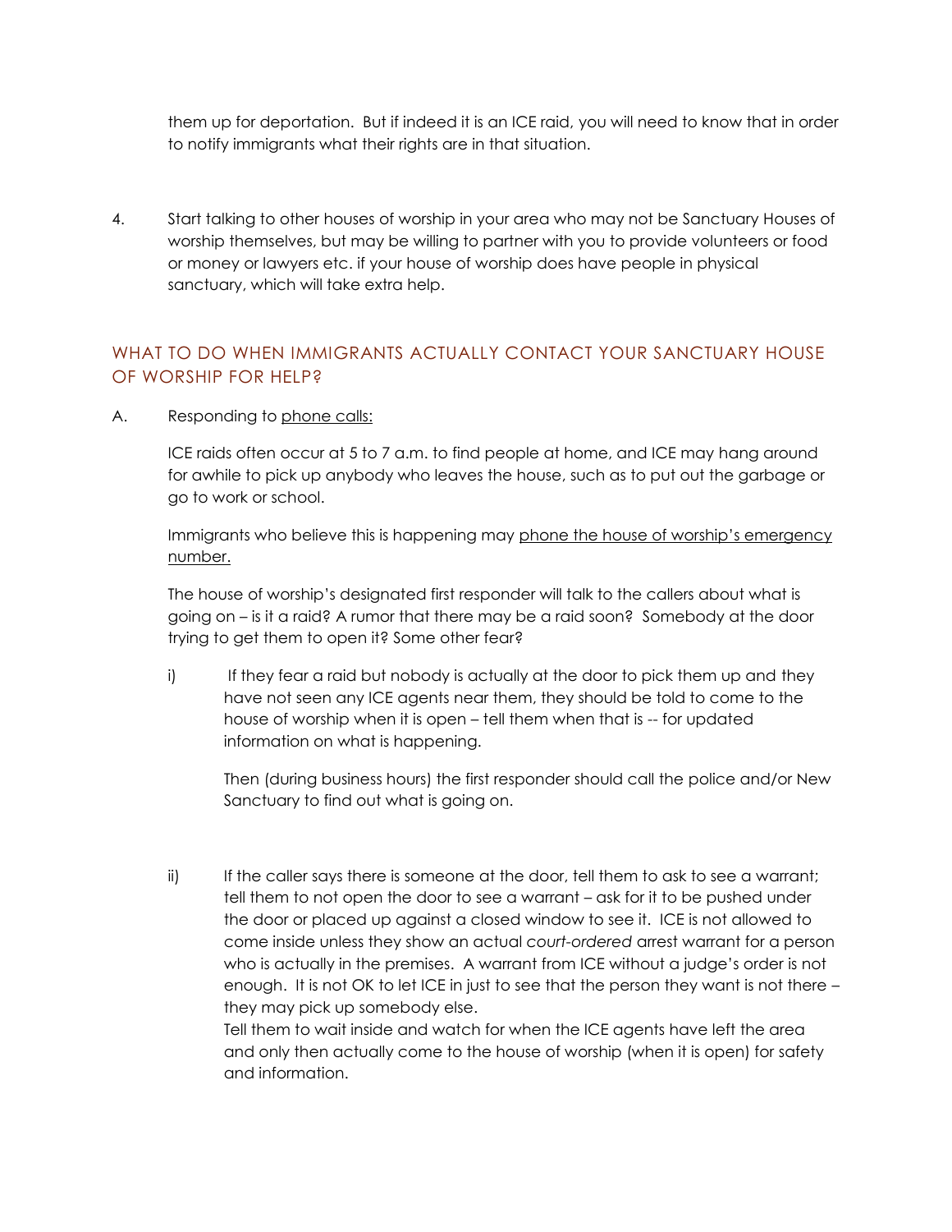them up for deportation. But if indeed it is an ICE raid, you will need to know that in order to notify immigrants what their rights are in that situation.

4. Start talking to other houses of worship in your area who may not be Sanctuary Houses of worship themselves, but may be willing to partner with you to provide volunteers or food or money or lawyers etc. if your house of worship does have people in physical sanctuary, which will take extra help.

## WHAT TO DO WHEN IMMIGRANTS ACTUALLY CONTACT YOUR SANCTUARY HOUSE OF WORSHIP FOR HELP?

A. Responding to <u>phone calls:</u>

ICE raids often occur at 5 to 7 a.m. to find people at home, and ICE may hang around for awhile to pick up anybody who leaves the house, such as to put out the garbage or go to work or school.

Immigrants who believe this is happening may <u>phone the house of worship's emergency number.</u>

The house of worship's designated first responder will talk to the callers about what is going on – is it a raid? A rumor that there may be a raid soon? Somebody at the door trying to get them to open it? Some other fear?

i) If they fear a raid but nobody is actually at the door to pick them up and they have not seen any ICE agents near them, they should be told to come to the house of worship when it is open – tell them when that is -- for updated information on what is happening.

Then (during business hours) the first responder should call the police and/or New Sanctuary to find out what is going on.

ii) If the caller says there is someone at the door, tell them to ask to see a warrant; tell them to not open the door to see a warrant – ask for it to be pushed under the door or placed up against a closed window to see it. ICE is not allowed to come inside unless they show an actual *court-ordered* arrest warrant for a person who is actually in the premises. A warrant from ICE without a judge's order is not enough. It is not OK to let ICE in just to see that the person they want is not there – they may pick up somebody else.

Tell them to wait inside and watch for when the ICE agents have left the area and only then actually come to the house of worship (when it is open) for safety and information.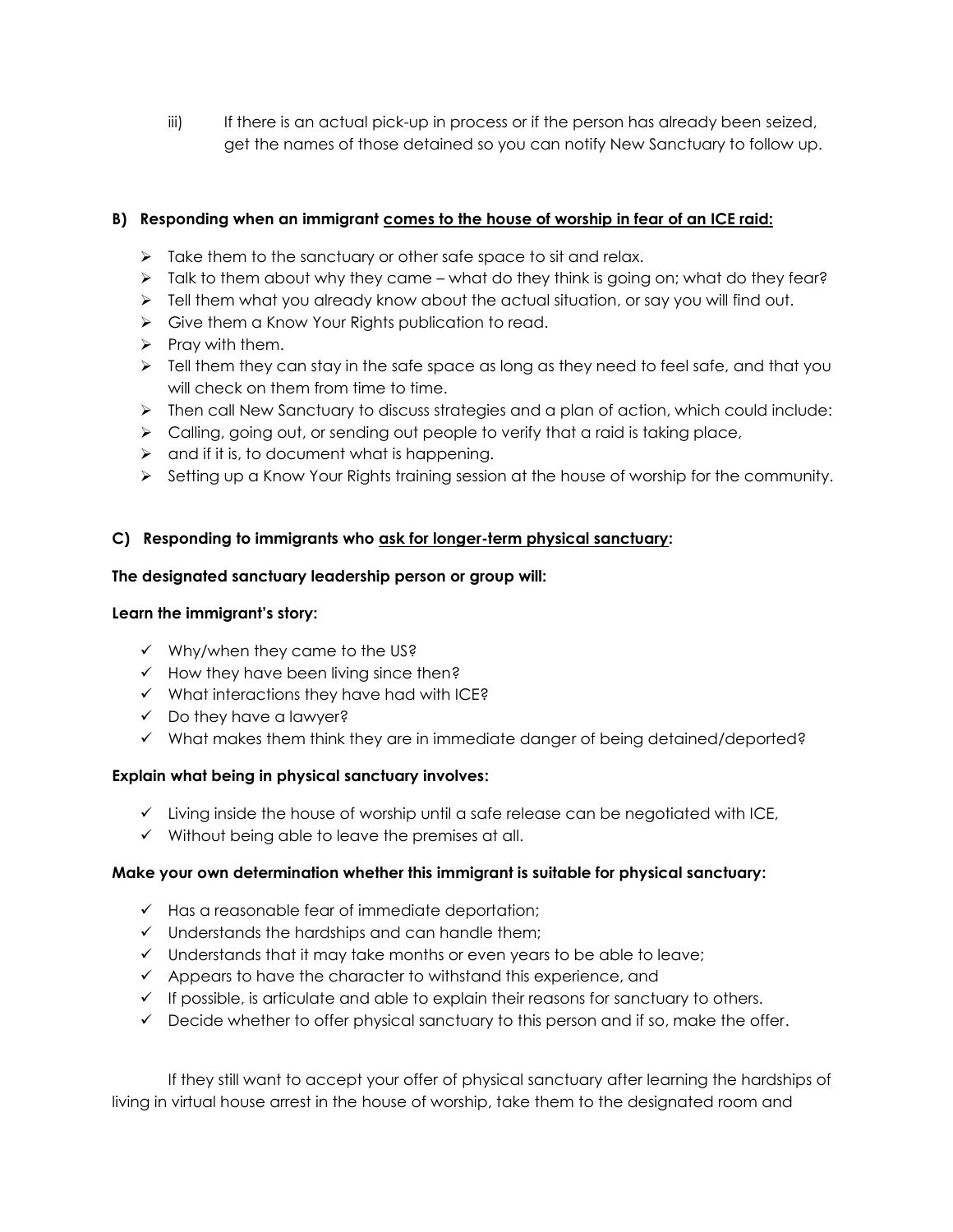iii) If there is an actual pick-up in process or if the person has already been seized, get the names of those detained so you can notify New Sanctuary to follow up.

**B) Responding when an immigrant <u>comes to the house of worship in fear of an ICE raid:</u>**

- Take them to the sanctuary or other safe space to sit and relax.
- Talk to them about why they came – what do they think is going on; what do they fear?
- Tell them what you already know about the actual situation, or say you will find out.
- Give them a Know Your Rights publication to read.
- Pray with them.
- Tell them they can stay in the safe space as long as they need to feel safe, and that you will check on them from time to time.
- Then call New Sanctuary to discuss strategies and a plan of action, which could include:
- Calling, going out, or sending out people to verify that a raid is taking place,
- and if it is, to document what is happening.
- Setting up a Know Your Rights training session at the house of worship for the community.

**C) Responding to immigrants who <u>ask for longer-term physical sanctuary</u>:**

**The designated sanctuary leadership person or group will:**

**Learn the immigrant's story:**

- ✓ Why/when they came to the US?
- ✓ How they have been living since then?
- ✓ What interactions they have had with ICE?
- ✓ Do they have a lawyer?
- ✓ What makes them think they are in immediate danger of being detained/deported?

**Explain what being in physical sanctuary involves:**

- ✓ Living inside the house of worship until a safe release can be negotiated with ICE,
- ✓ Without being able to leave the premises at all.

**Make your own determination whether this immigrant is suitable for physical sanctuary:**

- ✓ Has a reasonable fear of immediate deportation;
- ✓ Understands the hardships and can handle them;
- ✓ Understands that it may take months or even years to be able to leave;
- ✓ Appears to have the character to withstand this experience, and
- ✓ If possible, is articulate and able to explain their reasons for sanctuary to others.
- ✓ Decide whether to offer physical sanctuary to this person and if so, make the offer.

If they still want to accept your offer of physical sanctuary after learning the hardships of living in virtual house arrest in the house of worship, take them to the designated room and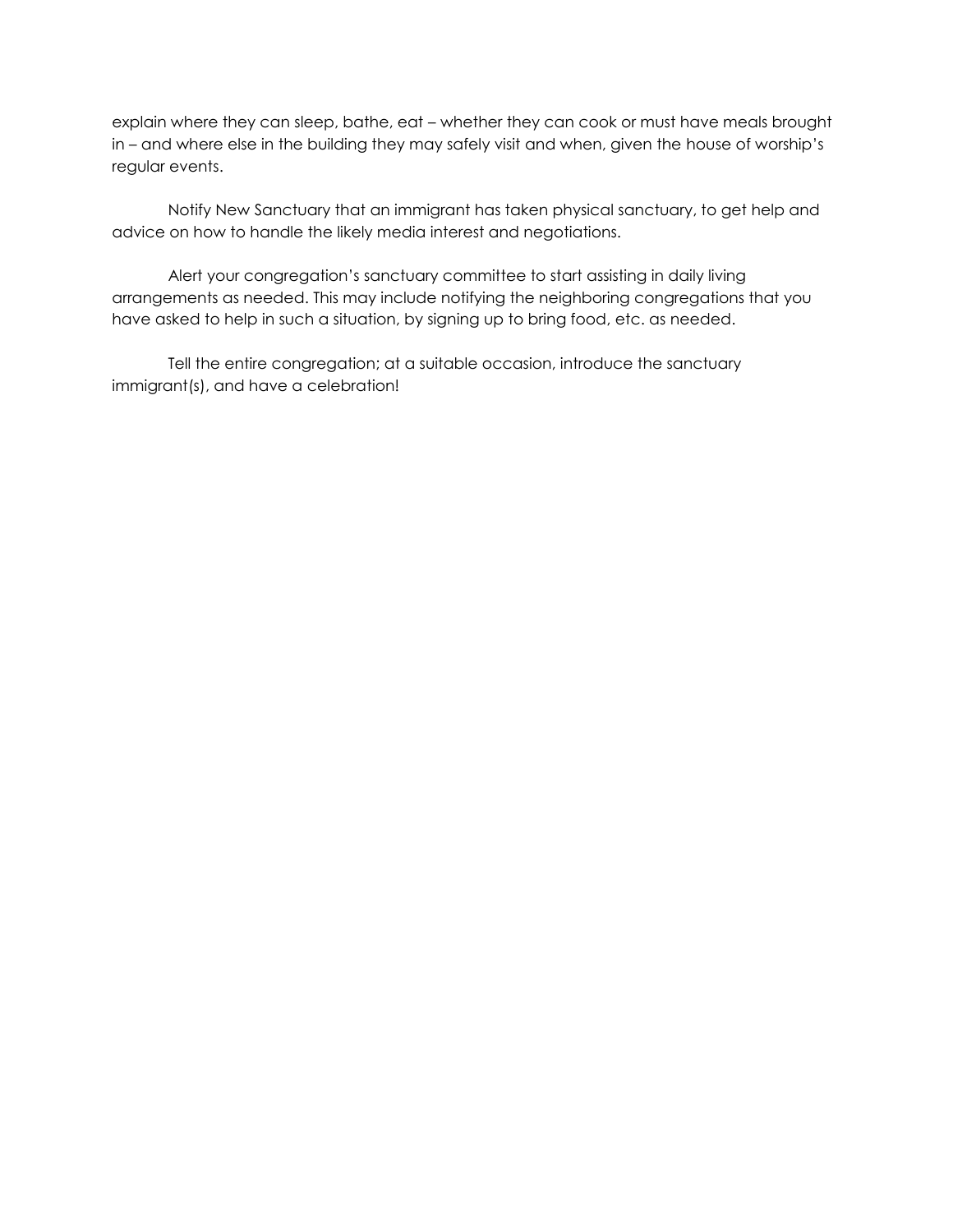explain where they can sleep, bathe, eat – whether they can cook or must have meals brought in – and where else in the building they may safely visit and when, given the house of worship's regular events.

Notify New Sanctuary that an immigrant has taken physical sanctuary, to get help and advice on how to handle the likely media interest and negotiations.

Alert your congregation's sanctuary committee to start assisting in daily living arrangements as needed. This may include notifying the neighboring congregations that you have asked to help in such a situation, by signing up to bring food, etc. as needed.

Tell the entire congregation; at a suitable occasion, introduce the sanctuary immigrant(s), and have a celebration!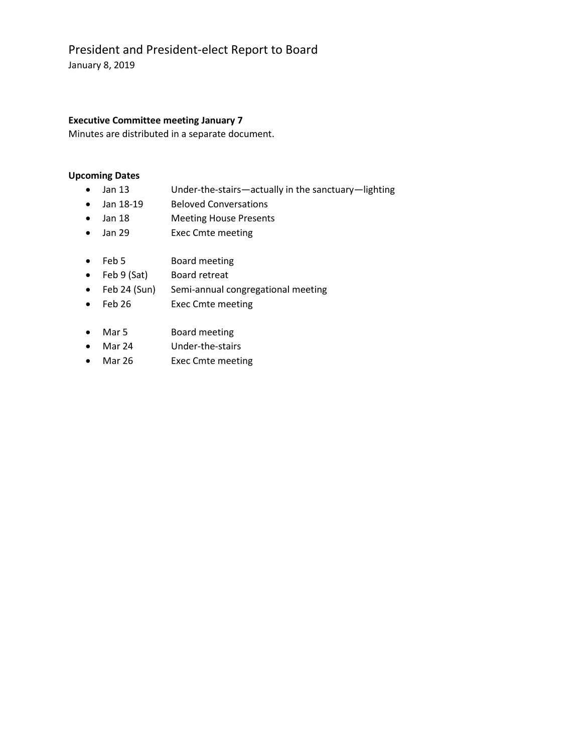# President and President-elect Report to Board

January 8, 2019

**Executive Committee meeting January 7**

Minutes are distributed in a separate document.

**Upcoming Dates**

- Jan 13 Under-the-stairs—actually in the sanctuary—lighting
- Jan 18-19 Beloved Conversations
- Jan 18 Meeting House Presents
- Jan 29 Exec Cmte meeting

- Feb 5 Board meeting
- Feb 9 (Sat) Board retreat
- Feb 24 (Sun) Semi-annual congregational meeting
- Feb 26 Exec Cmte meeting

- Mar 5 Board meeting
- Mar 24 Under-the-stairs
- Mar 26 Exec Cmte meeting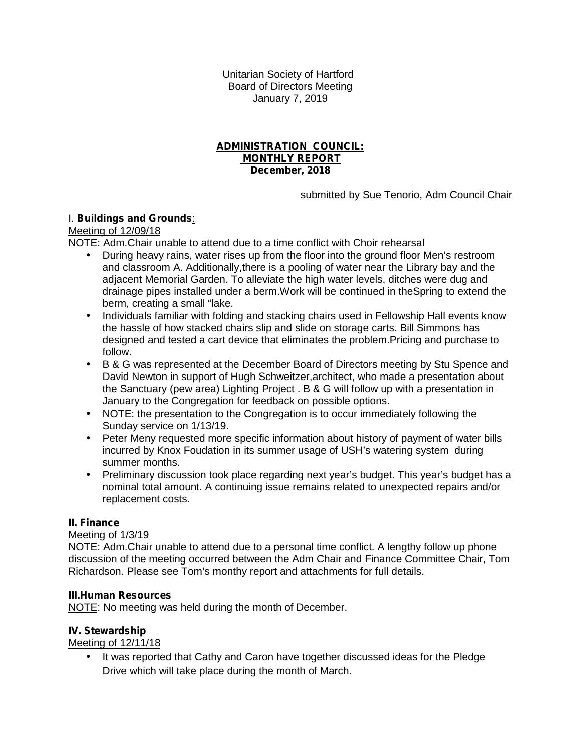Unitarian Society of Hartford
Board of Directors Meeting
January 7, 2019

**ADMINISTRATION COUNCIL:**
**MONTHLY REPORT**
**December, 2018**

submitted by Sue Tenorio, Adm Council Chair

I. **Buildings and Grounds**:

Meeting of 12/09/18

NOTE: Adm.Chair unable to attend due to a time conflict with Choir rehearsal

- During heavy rains, water rises up from the floor into the ground floor Men's restroom and classroom A. Additionally,there is a pooling of water near the Library bay and the adjacent Memorial Garden. To alleviate the high water levels, ditches were dug and drainage pipes installed under a berm.Work will be continued in theSpring to extend the berm, creating a small "lake.
- Individuals familiar with folding and stacking chairs used in Fellowship Hall events know the hassle of how stacked chairs slip and slide on storage carts. Bill Simmons has designed and tested a cart device that eliminates the problem.Pricing and purchase to follow.
- B & G was represented at the December Board of Directors meeting by Stu Spence and David Newton in support of Hugh Schweitzer,architect, who made a presentation about the Sanctuary (pew area) Lighting Project . B & G will follow up with a presentation in January to the Congregation for feedback on possible options.
- NOTE: the presentation to the Congregation is to occur immediately following the Sunday service on 1/13/19.
- Peter Meny requested more specific information about history of payment of water bills incurred by Knox Foudation in its summer usage of USH's watering system during summer months.
- Preliminary discussion took place regarding next year's budget. This year's budget has a nominal total amount. A continuing issue remains related to unexpected repairs and/or replacement costs.

**II. Finance**

Meeting of 1/3/19

NOTE: Adm.Chair unable to attend due to a personal time conflict. A lengthy follow up phone discussion of the meeting occurred between the Adm Chair and Finance Committee Chair, Tom Richardson. Please see Tom's monthy report and attachments for full details.

**III.Human Resources**

NOTE: No meeting was held during the month of December.

**IV. Stewardship**

Meeting of 12/11/18

- It was reported that Cathy and Caron have together discussed ideas for the Pledge Drive which will take place during the month of March.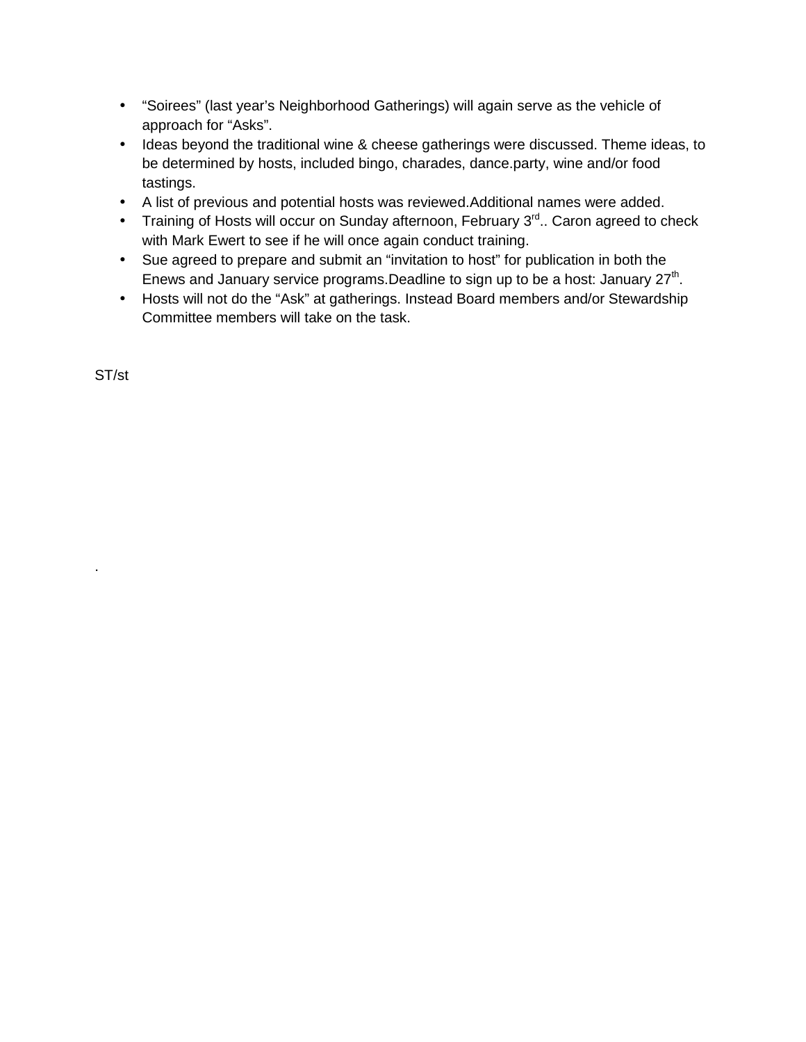- "Soirees" (last year's Neighborhood Gatherings) will again serve as the vehicle of approach for "Asks".
- Ideas beyond the traditional wine & cheese gatherings were discussed. Theme ideas, to be determined by hosts, included bingo, charades, dance.party, wine and/or food tastings.
- A list of previous and potential hosts was reviewed.Additional names were added.
- Training of Hosts will occur on Sunday afternoon, February 3rd.. Caron agreed to check with Mark Ewert to see if he will once again conduct training.
- Sue agreed to prepare and submit an "invitation to host" for publication in both the Enews and January service programs.Deadline to sign up to be a host: January 27th.
- Hosts will not do the "Ask" at gatherings. Instead Board members and/or Stewardship Committee members will take on the task.

ST/st

.